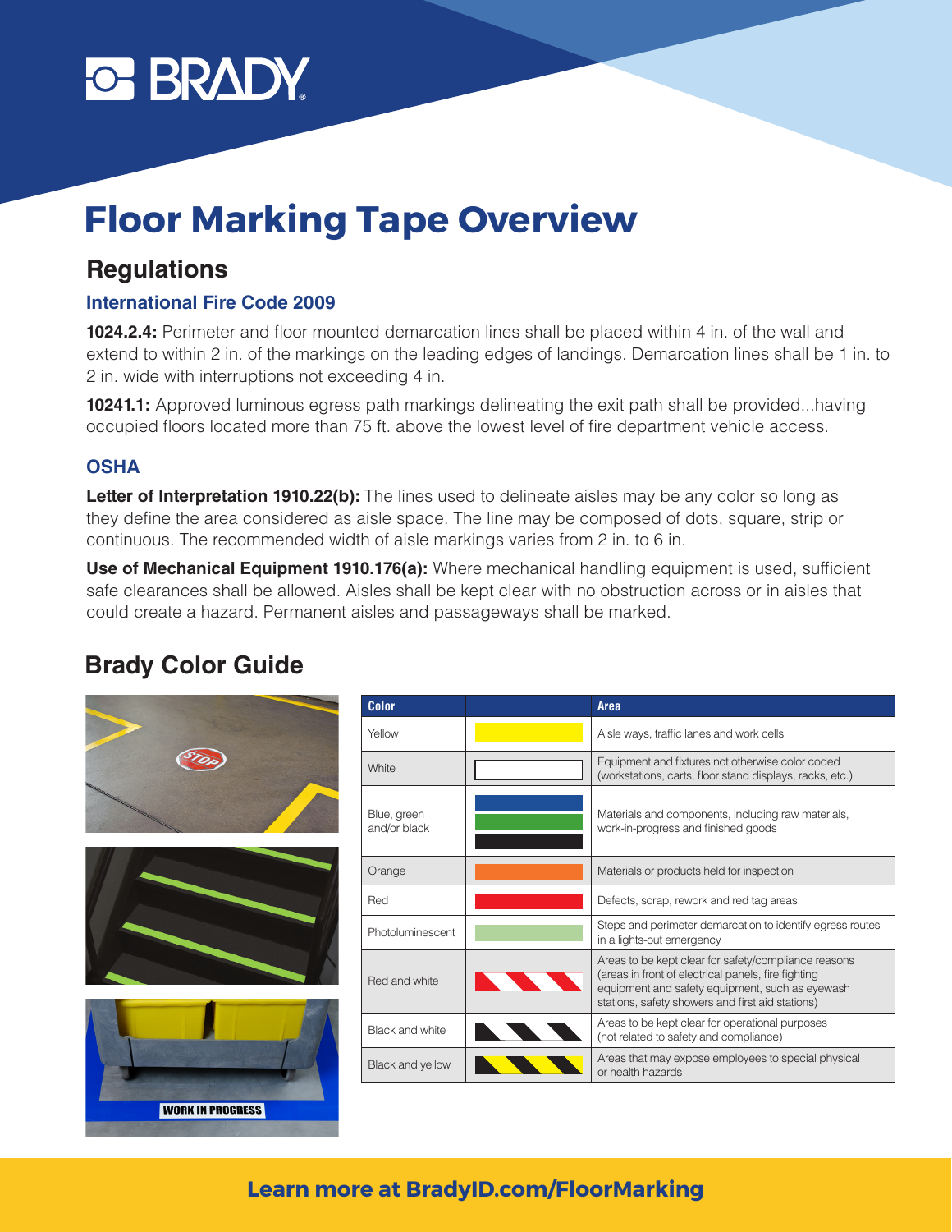# Floor Marking Tape Overview

## Regulations

### International Fire Code 2009

**1024.2.4:** Perimeter and floor mounted demarcation lines shall be placed within 4 in. of the wall and extend to within 2 in. of the markings on the leading edges of landings. Demarcation lines shall be 1 in. to 2 in. wide with interruptions not exceeding 4 in.

**10241.1:** Approved luminous egress path markings delineating the exit path shall be provided...having occupied floors located more than 75 ft. above the lowest level of fire department vehicle access.

### OSHA

**Letter of Interpretation 1910.22(b):** The lines used to delineate aisles may be any color so long as they define the area considered as aisle space. The line may be composed of dots, square, strip or continuous. The recommended width of aisle markings varies from 2 in. to 6 in.

**Use of Mechanical Equipment 1910.176(a):** Where mechanical handling equipment is used, sufficient safe clearances shall be allowed. Aisles shall be kept clear with no obstruction across or in aisles that could create a hazard. Permanent aisles and passageways shall be marked.

## Brady Color Guide

| Color | | Area |
|---|---|---|
| Yellow | | Aisle ways, traffic lanes and work cells |
| White | | Equipment and fixtures not otherwise color coded (workstations, carts, floor stand displays, racks, etc.) |
| Blue, green and/or black | | Materials and components, including raw materials, work-in-progress and finished goods |
| Orange | | Materials or products held for inspection |
| Red | | Defects, scrap, rework and red tag areas |
| Photoluminescent | | Steps and perimeter demarcation to identify egress routes in a lights-out emergency |
| Red and white | | Areas to be kept clear for safety/compliance reasons (areas in front of electrical panels, fire fighting equipment and safety equipment, such as eyewash stations, safety showers and first aid stations) |
| Black and white | | Areas to be kept clear for operational purposes (not related to safety and compliance) |
| Black and yellow | | Areas that may expose employees to special physical or health hazards |

**Learn more at BradyID.com/FloorMarking**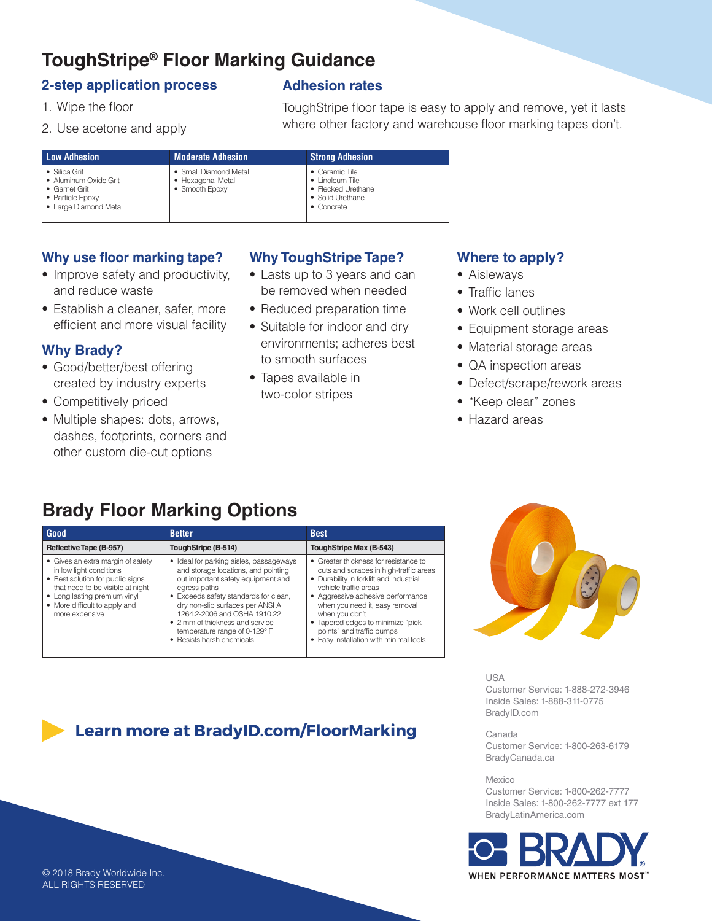# ToughStripe® Floor Marking Guidance

## 2-step application process

1. Wipe the floor
2. Use acetone and apply

## Adhesion rates

ToughStripe floor tape is easy to apply and remove, yet it lasts where other factory and warehouse floor marking tapes don't.

| Low Adhesion | Moderate Adhesion | Strong Adhesion |
|---|---|---|
| • Silica Grit<br>• Aluminum Oxide Grit<br>• Garnet Grit<br>• Particle Epoxy<br>• Large Diamond Metal | • Small Diamond Metal<br>• Hexagonal Metal<br>• Smooth Epoxy | • Ceramic Tile<br>• Linoleum Tile<br>• Flecked Urethane<br>• Solid Urethane<br>• Concrete |

## Why use floor marking tape?

- Improve safety and productivity, and reduce waste
- Establish a cleaner, safer, more efficient and more visual facility

## Why Brady?

- Good/better/best offering created by industry experts
- Competitively priced
- Multiple shapes: dots, arrows, dashes, footprints, corners and other custom die-cut options

## Why ToughStripe Tape?

- Lasts up to 3 years and can be removed when needed
- Reduced preparation time
- Suitable for indoor and dry environments; adheres best to smooth surfaces
- Tapes available in two-color stripes

## Where to apply?

- Aisleways
- Traffic lanes
- Work cell outlines
- Equipment storage areas
- Material storage areas
- QA inspection areas
- Defect/scrape/rework areas
- "Keep clear" zones
- Hazard areas

# Brady Floor Marking Options

| Good | Better | Best |
|---|---|---|
| **Reflective Tape (B-957)** | **ToughStripe (B-514)** | **ToughStripe Max (B-543)** |
| • Gives an extra margin of safety in low light conditions<br>• Best solution for public signs that need to be visible at night<br>• Long lasting premium vinyl<br>• More difficult to apply and more expensive | • Ideal for parking aisles, passageways and storage locations, and pointing out important safety equipment and egress paths<br>• Exceeds safety standards for clean, dry non-slip surfaces per ANSI A 1264.2-2006 and OSHA 1910.22<br>• 2 mm of thickness and service temperature range of 0-129° F<br>• Resists harsh chemicals | • Greater thickness for resistance to cuts and scrapes in high-traffic areas<br>• Durability in forklift and industrial vehicle traffic areas<br>• Aggressive adhesive performance when you need it, easy removal when you don't<br>• Tapered edges to minimize "pick points" and traffic bumps<br>• Easy installation with minimal tools |

**Learn more at BradyID.com/FloorMarking**

USA
Customer Service: 1-888-272-3946
Inside Sales: 1-888-311-0775
BradyID.com

Canada
Customer Service: 1-800-263-6179
BradyCanada.ca

Mexico
Customer Service: 1-800-262-7777
Inside Sales: 1-800-262-7777 ext 177
BradyLatinAmerica.com

BRADY
WHEN PERFORMANCE MATTERS MOST™

© 2018 Brady Worldwide Inc.
ALL RIGHTS RESERVED